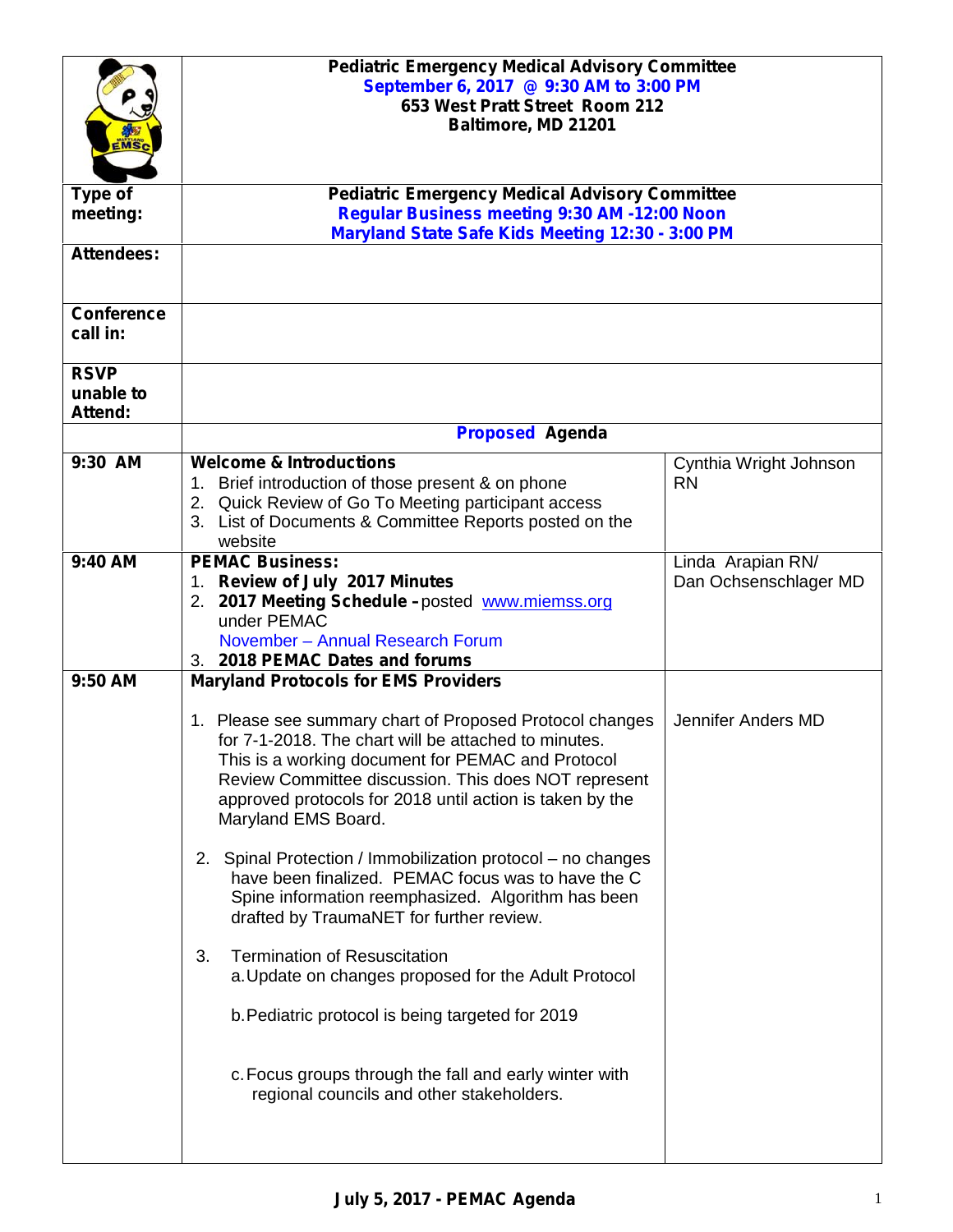| | Pediatric Emergency Medical Advisory Committee<br>September 6, 2017 @ 9:30 AM to 3:00 PM<br>653 West Pratt Street Room 212<br>Baltimore, MD 21201 | |
|---|---|---|
| **Type of meeting:** | **Pediatric Emergency Medical Advisory Committee**<br>**Regular Business meeting 9:30 AM -12:00 Noon**<br>**Maryland State Safe Kids Meeting 12:30 - 3:00 PM** | |
| **Attendees:** | | |
| **Conference call in:** | | |
| **RSVP unable to Attend:** | | |
| | **Proposed Agenda** | |
| **9:30 AM** | **Welcome & Introductions**<br>1. Brief introduction of those present & on phone<br>2. Quick Review of Go To Meeting participant access<br>3. List of Documents & Committee Reports posted on the website | Cynthia Wright Johnson RN |
| **9:40 AM** | **PEMAC Business:**<br>1. **Review of July 2017 Minutes**<br>2. **2017 Meeting Schedule** – posted www.miemss.org under PEMAC<br>November – Annual Research Forum<br>3. **2018 PEMAC Dates and forums** | Linda Arapian RN/<br>Dan Ochsenschlager MD |
| **9:50 AM** | **Maryland Protocols for EMS Providers**<br><br>1. Please see summary chart of Proposed Protocol changes for 7-1-2018. The chart will be attached to minutes. This is a working document for PEMAC and Protocol Review Committee discussion. This does NOT represent approved protocols for 2018 until action is taken by the Maryland EMS Board.<br><br>2. Spinal Protection / Immobilization protocol – no changes have been finalized. PEMAC focus was to have the C Spine information reemphasized. Algorithm has been drafted by TraumaNET for further review.<br><br>3. Termination of Resuscitation<br>a. Update on changes proposed for the Adult Protocol<br><br>b. Pediatric protocol is being targeted for 2019<br><br>c. Focus groups through the fall and early winter with regional councils and other stakeholders. | Jennifer Anders MD |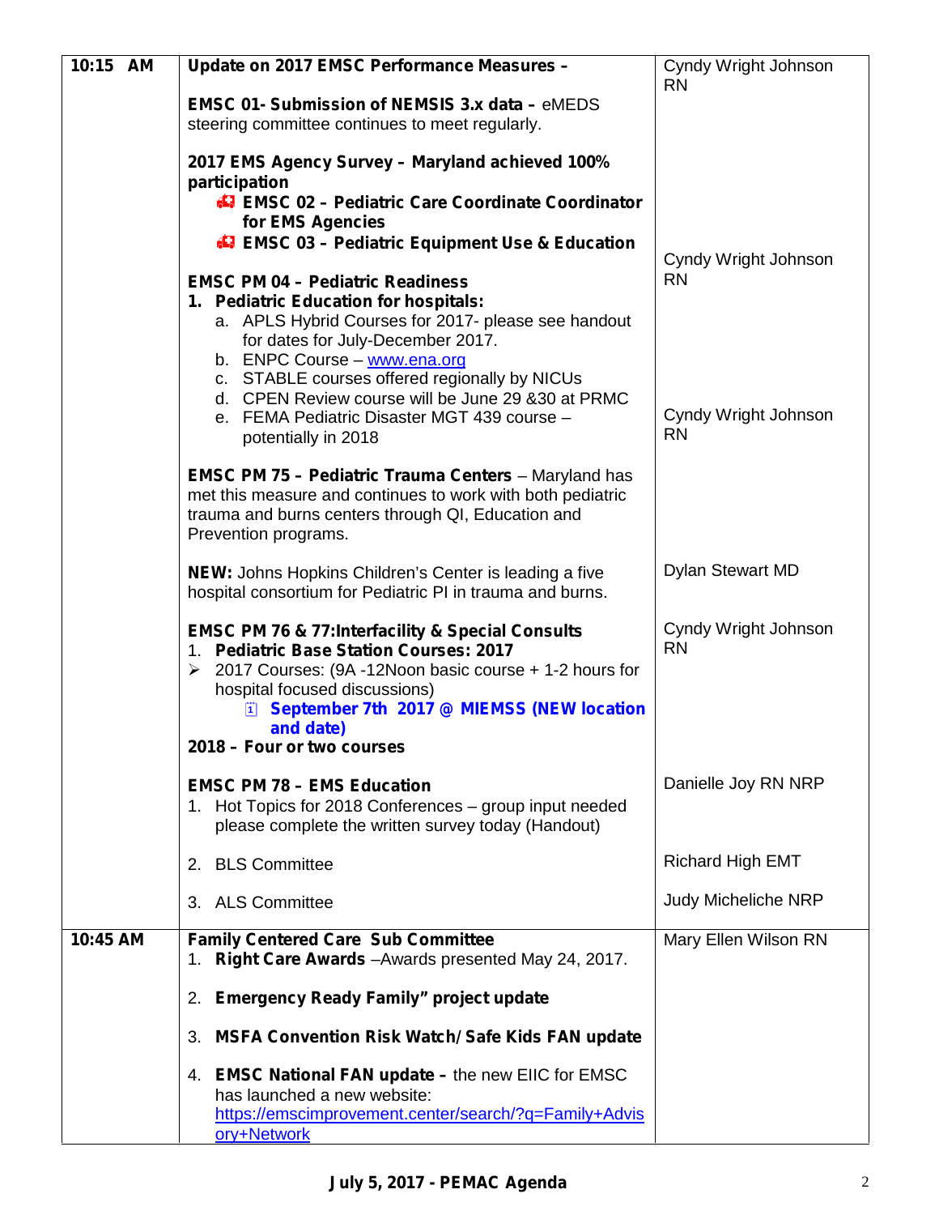| Time | Item | Presenter |
|---|---|---|
| 10:15 AM | **Update on 2017 EMSC Performance Measures –**<br><br>**EMSC 01- Submission of NEMSIS 3.x data –** eMEDS steering committee continues to meet regularly.<br><br>**2017 EMS Agency Survey – Maryland achieved 100% participation**<br>- **EMSC 02 – Pediatric Care Coordinate Coordinator for EMS Agencies**<br>- **EMSC 03 – Pediatric Equipment Use & Education**<br><br>**EMSC PM 04 – Pediatric Readiness**<br>1. **Pediatric Education for hospitals:**<br>a. APLS Hybrid Courses for 2017- please see handout for dates for July-December 2017.<br>b. ENPC Course – www.ena.org<br>c. STABLE courses offered regionally by NICUs<br>d. CPEN Review course will be June 29 &30 at PRMC<br>e. FEMA Pediatric Disaster MGT 439 course – potentially in 2018<br><br>**EMSC PM 75 – Pediatric Trauma Centers** – Maryland has met this measure and continues to work with both pediatric trauma and burns centers through QI, Education and Prevention programs.<br><br>**NEW:** Johns Hopkins Children's Center is leading a five hospital consortium for Pediatric PI in trauma and burns.<br><br>**EMSC PM 76 & 77:Interfacility & Special Consults**<br>1. **Pediatric Base Station Courses: 2017**<br>➢ 2017 Courses: (9A -12Noon basic course + 1-2 hours for hospital focused discussions)<br>- **September 7th 2017 @ MIEMSS (NEW location and date)**<br>**2018 – Four or two courses**<br><br>**EMSC PM 78 – EMS Education**<br>1. Hot Topics for 2018 Conferences – group input needed please complete the written survey today (Handout)<br><br>2. BLS Committee<br><br>3. ALS Committee | Cyndy Wright Johnson RN<br><br>Cyndy Wright Johnson RN<br><br>Cyndy Wright Johnson RN<br><br>Dylan Stewart MD<br><br>Cyndy Wright Johnson RN<br><br>Danielle Joy RN NRP<br><br>Richard High EMT<br><br>Judy Micheliche NRP |
| 10:45 AM | **Family Centered Care Sub Committee**<br>1. **Right Care Awards** –Awards presented May 24, 2017.<br><br>2. **Emergency Ready Family" project update**<br><br>3. **MSFA Convention Risk Watch/Safe Kids FAN update**<br><br>4. **EMSC National FAN update –** the new EIIC for EMSC has launched a new website: https://emscimprovement.center/search/?q=Family+Advisory+Network | Mary Ellen Wilson RN |

**July 5, 2017 - PEMAC Agenda**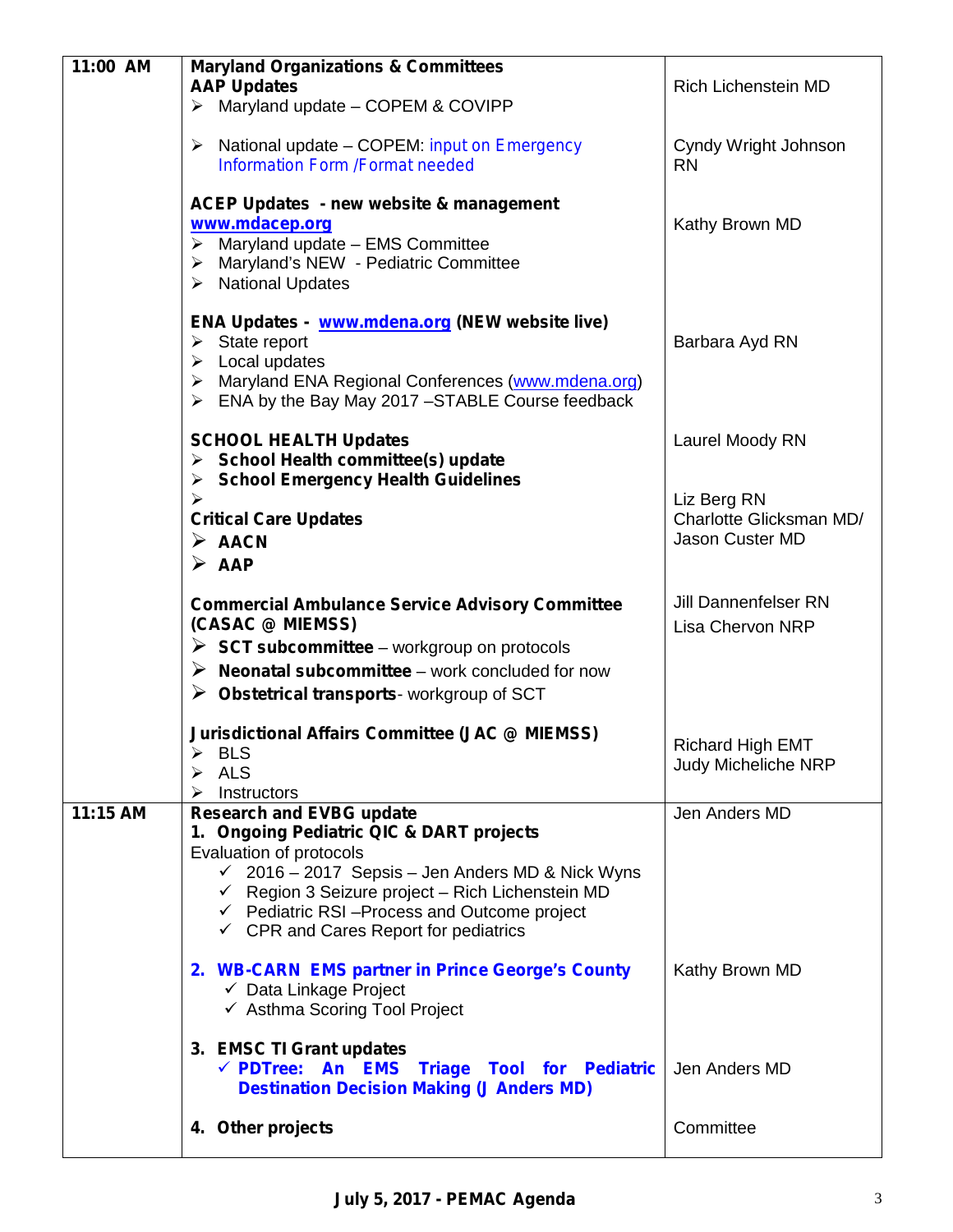| Time | Item | Presenter |
|---|---|---|
| 11:00 AM | **Maryland Organizations & Committees**<br>**AAP Updates**<br>➢ Maryland update – COPEM & COVIPP<br><br>➢ National update – COPEM: input on Emergency Information Form /Format needed<br><br>**ACEP Updates - new website & management** **www.mdacep.org**<br>➢ Maryland update – EMS Committee<br>➢ Maryland's NEW - Pediatric Committee<br>➢ National Updates<br><br>**ENA Updates - www.mdena.org (NEW website live)**<br>➢ State report<br>➢ Local updates<br>➢ Maryland ENA Regional Conferences (www.mdena.org)<br>➢ ENA by the Bay May 2017 –STABLE Course feedback<br><br>**SCHOOL HEALTH Updates**<br>➢ **School Health committee(s) update**<br>➢ **School Emergency Health Guidelines**<br>➢<br>**Critical Care Updates**<br>➢ **AACN**<br>➢ **AAP**<br><br>**Commercial Ambulance Service Advisory Committee (CASAC @ MIEMSS)**<br>➢ **SCT subcommittee** – workgroup on protocols<br>➢ **Neonatal subcommittee** – work concluded for now<br>➢ **Obstetrical transports**- workgroup of SCT<br><br>**Jurisdictional Affairs Committee (JAC @ MIEMSS)**<br>➢ BLS<br>➢ ALS<br>➢ Instructors | Rich Lichenstein MD<br><br>Cyndy Wright Johnson RN<br><br>Kathy Brown MD<br><br>Barbara Ayd RN<br><br>Laurel Moody RN<br><br>Liz Berg RN<br>Charlotte Glicksman MD/ Jason Custer MD<br><br>Jill Dannenfelser RN<br>Lisa Chervon NRP<br><br>Richard High EMT<br>Judy Micheliche NRP |
| 11:15 AM | **Research and EVBG update**<br>**1. Ongoing Pediatric QIC & DART projects**<br>Evaluation of protocols<br>✓ 2016 – 2017 Sepsis – Jen Anders MD & Nick Wyns<br>✓ Region 3 Seizure project – Rich Lichenstein MD<br>✓ Pediatric RSI –Process and Outcome project<br>✓ CPR and Cares Report for pediatrics<br><br>**2. WB-CARN EMS partner in Prince George's County**<br>✓ Data Linkage Project<br>✓ Asthma Scoring Tool Project<br><br>**3. EMSC TI Grant updates**<br>✓ **PDTree: An EMS Triage Tool for Pediatric Destination Decision Making (J Anders MD)**<br><br>**4. Other projects** | Jen Anders MD<br><br>Kathy Brown MD<br><br>Jen Anders MD<br><br>Committee |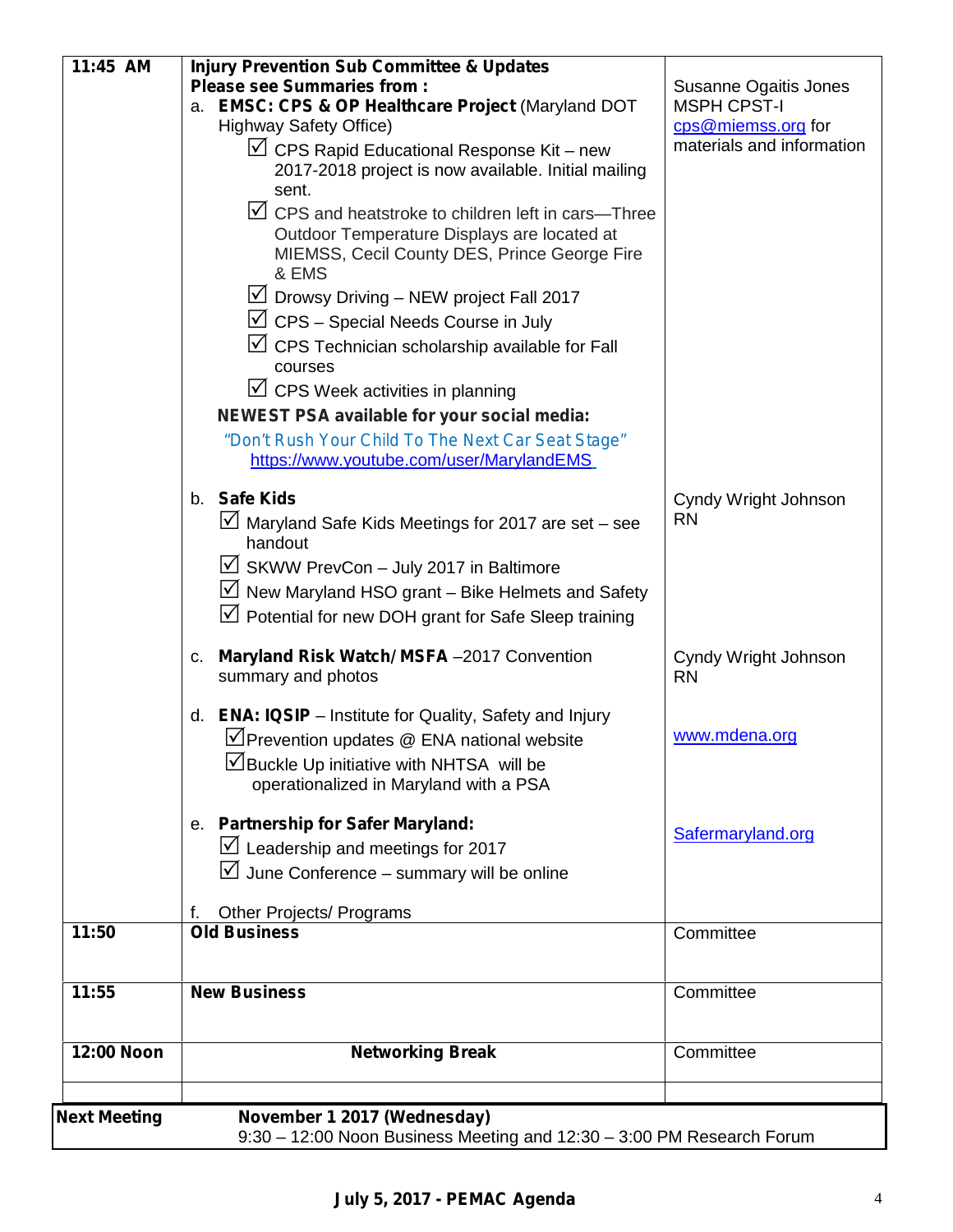| | | |
|---|---|---|
| **11:45 AM** | **Injury Prevention Sub Committee & Updates**<br>**Please see Summaries from :**<br>a. **EMSC: CPS & OP Healthcare Project** (Maryland DOT Highway Safety Office)<br>☑ CPS Rapid Educational Response Kit – new 2017-2018 project is now available. Initial mailing sent.<br>☑ CPS and heatstroke to children left in cars—Three Outdoor Temperature Displays are located at MIEMSS, Cecil County DES, Prince George Fire & EMS<br>☑ Drowsy Driving – NEW project Fall 2017<br>☑ CPS – Special Needs Course in July<br>☑ CPS Technician scholarship available for Fall courses<br>☑ CPS Week activities in planning<br>**NEWEST PSA available for your social media:**<br>"Don't Rush Your Child To The Next Car Seat Stage"<br>https://www.youtube.com/user/MarylandEMS | Susanne Ogaitis Jones MSPH CPST-I<br>cps@miemss.org for materials and information |
| | b. **Safe Kids**<br>☑ Maryland Safe Kids Meetings for 2017 are set – see handout<br>☑ SKWW PrevCon – July 2017 in Baltimore<br>☑ New Maryland HSO grant – Bike Helmets and Safety<br>☑ Potential for new DOH grant for Safe Sleep training | Cyndy Wright Johnson RN |
| | c. **Maryland Risk Watch/ MSFA** –2017 Convention summary and photos | Cyndy Wright Johnson RN |
| | d. **ENA: IQSIP** – Institute for Quality, Safety and Injury<br>☑Prevention updates @ ENA national website<br>☑Buckle Up initiative with NHTSA will be operationalized in Maryland with a PSA | www.mdena.org |
| | e. **Partnership for Safer Maryland:**<br>☑ Leadership and meetings for 2017<br>☑ June Conference – summary will be online | Safermaryland.org |
| | f. Other Projects/ Programs | |
| **11:50** | **Old Business** | Committee |
| **11:55** | **New Business** | Committee |
| **12:00 Noon** | **Networking Break** | Committee |
| | | |

| | |
|---|---|
| **Next Meeting** | **November 1 2017 (Wednesday)**<br>9:30 – 12:00 Noon Business Meeting and 12:30 – 3:00 PM Research Forum |

**July 5, 2017 - PEMAC Agenda**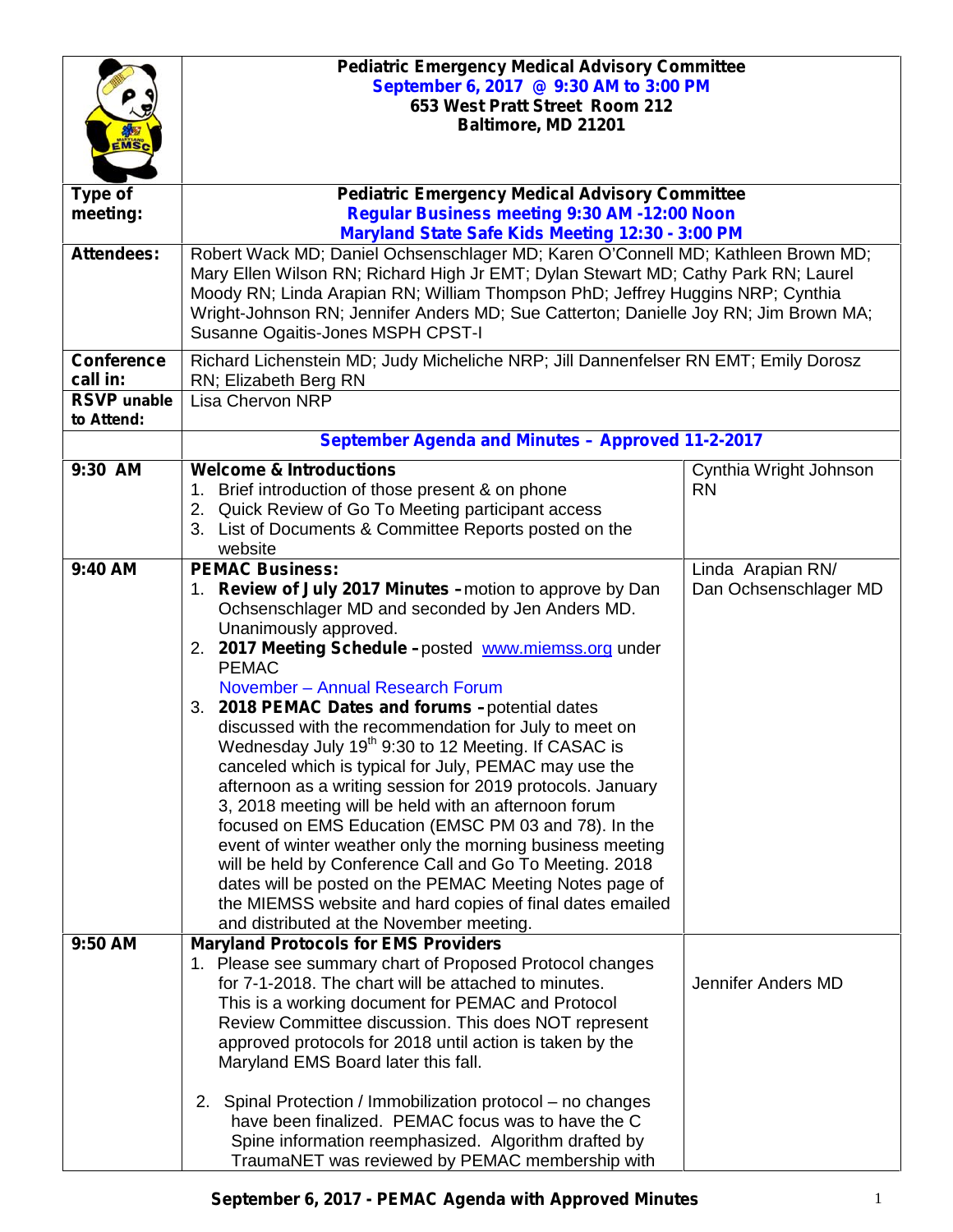| | **Pediatric Emergency Medical Advisory Committee**<br>**September 6, 2017 @ 9:30 AM to 3:00 PM**<br>**653 West Pratt Street Room 212**<br>**Baltimore, MD 21201** | |
|---|---|---|
| **Type of meeting:** | **Pediatric Emergency Medical Advisory Committee**<br>**Regular Business meeting 9:30 AM -12:00 Noon**<br>**Maryland State Safe Kids Meeting 12:30 - 3:00 PM** | |
| **Attendees:** | Robert Wack MD; Daniel Ochsenschlager MD; Karen O'Connell MD; Kathleen Brown MD; Mary Ellen Wilson RN; Richard High Jr EMT; Dylan Stewart MD; Cathy Park RN; Laurel Moody RN; Linda Arapian RN; William Thompson PhD; Jeffrey Huggins NRP; Cynthia Wright-Johnson RN; Jennifer Anders MD; Sue Catterton; Danielle Joy RN; Jim Brown MA; Susanne Ogaitis-Jones MSPH CPST-I | |
| **Conference call in:** | Richard Lichenstein MD; Judy Micheliche NRP; Jill Dannenfelser RN EMT; Emily Dorosz RN; Elizabeth Berg RN | |
| **RSVP unable to Attend:** | Lisa Chervon NRP | |
| | **September Agenda and Minutes – Approved 11-2-2017** | |
| **9:30 AM** | **Welcome & Introductions**<br>1. Brief introduction of those present & on phone<br>2. Quick Review of Go To Meeting participant access<br>3. List of Documents & Committee Reports posted on the website | Cynthia Wright Johnson RN |
| **9:40 AM** | **PEMAC Business:**<br>1. **Review of July 2017 Minutes –** motion to approve by Dan Ochsenschlager MD and seconded by Jen Anders MD. Unanimously approved.<br>2. **2017 Meeting Schedule –** posted www.miemss.org under PEMAC<br>November – Annual Research Forum<br>3. **2018 PEMAC Dates and forums –** potential dates discussed with the recommendation for July to meet on Wednesday July 19th 9:30 to 12 Meeting. If CASAC is canceled which is typical for July, PEMAC may use the afternoon as a writing session for 2019 protocols. January 3, 2018 meeting will be held with an afternoon forum focused on EMS Education (EMSC PM 03 and 78). In the event of winter weather only the morning business meeting will be held by Conference Call and Go To Meeting. 2018 dates will be posted on the PEMAC Meeting Notes page of the MIEMSS website and hard copies of final dates emailed and distributed at the November meeting. | Linda Arapian RN/ Dan Ochsenschlager MD |
| **9:50 AM** | **Maryland Protocols for EMS Providers**<br>1. Please see summary chart of Proposed Protocol changes for 7-1-2018. The chart will be attached to minutes. This is a working document for PEMAC and Protocol Review Committee discussion. This does NOT represent approved protocols for 2018 until action is taken by the Maryland EMS Board later this fall.<br><br>2. Spinal Protection / Immobilization protocol – no changes have been finalized. PEMAC focus was to have the C Spine information reemphasized. Algorithm drafted by TraumaNET was reviewed by PEMAC membership with | Jennifer Anders MD |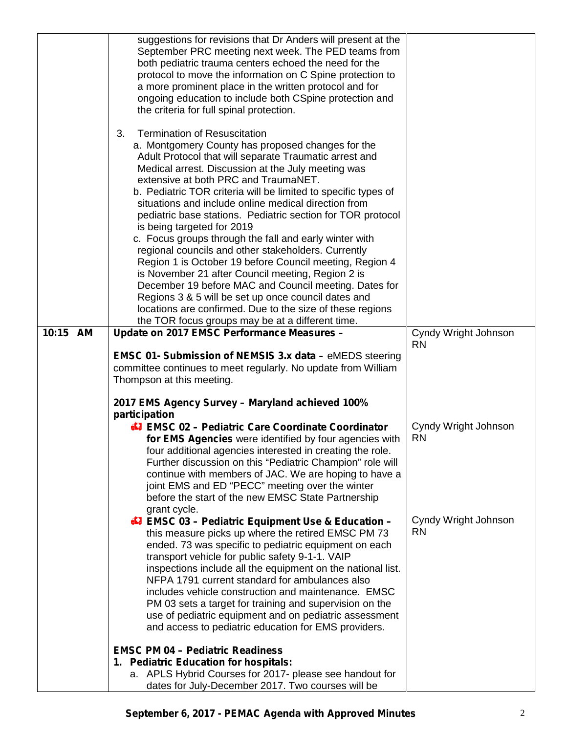| | | |
|---|---|---|
| | suggestions for revisions that Dr Anders will present at the September PRC meeting next week. The PED teams from both pediatric trauma centers echoed the need for the protocol to move the information on C Spine protection to a more prominent place in the written protocol and for ongoing education to include both CSpine protection and the criteria for full spinal protection.<br><br>3. Termination of Resuscitation<br>a. Montgomery County has proposed changes for the Adult Protocol that will separate Traumatic arrest and Medical arrest. Discussion at the July meeting was extensive at both PRC and TraumaNET.<br>b. Pediatric TOR criteria will be limited to specific types of situations and include online medical direction from pediatric base stations. Pediatric section for TOR protocol is being targeted for 2019<br>c. Focus groups through the fall and early winter with regional councils and other stakeholders. Currently Region 1 is October 19 before Council meeting, Region 4 is November 21 after Council meeting, Region 2 is December 19 before MAC and Council meeting. Dates for Regions 3 & 5 will be set up once council dates and locations are confirmed. Due to the size of these regions the TOR focus groups may be at a different time. | |
| **10:15 AM** | **Update on 2017 EMSC Performance Measures –**<br><br>**EMSC 01- Submission of NEMSIS 3.x data –** eMEDS steering committee continues to meet regularly. No update from William Thompson at this meeting.<br><br>**2017 EMS Agency Survey – Maryland achieved 100% participation** | Cyndy Wright Johnson RN |
| | **EMSC 02 – Pediatric Care Coordinate Coordinator for EMS Agencies** were identified by four agencies with four additional agencies interested in creating the role. Further discussion on this "Pediatric Champion" role will continue with members of JAC. We are hoping to have a joint EMS and ED "PECC" meeting over the winter before the start of the new EMSC State Partnership grant cycle. | Cyndy Wright Johnson RN |
| | **EMSC 03 – Pediatric Equipment Use & Education –** this measure picks up where the retired EMSC PM 73 ended. 73 was specific to pediatric equipment on each transport vehicle for public safety 9-1-1. VAIP inspections include all the equipment on the national list. NFPA 1791 current standard for ambulances also includes vehicle construction and maintenance. EMSC PM 03 sets a target for training and supervision on the use of pediatric equipment and on pediatric assessment and access to pediatric education for EMS providers.<br><br>**EMSC PM 04 – Pediatric Readiness**<br>**1. Pediatric Education for hospitals:**<br>a. APLS Hybrid Courses for 2017- please see handout for dates for July-December 2017. Two courses will be | Cyndy Wright Johnson RN |

**September 6, 2017 - PEMAC Agenda with Approved Minutes**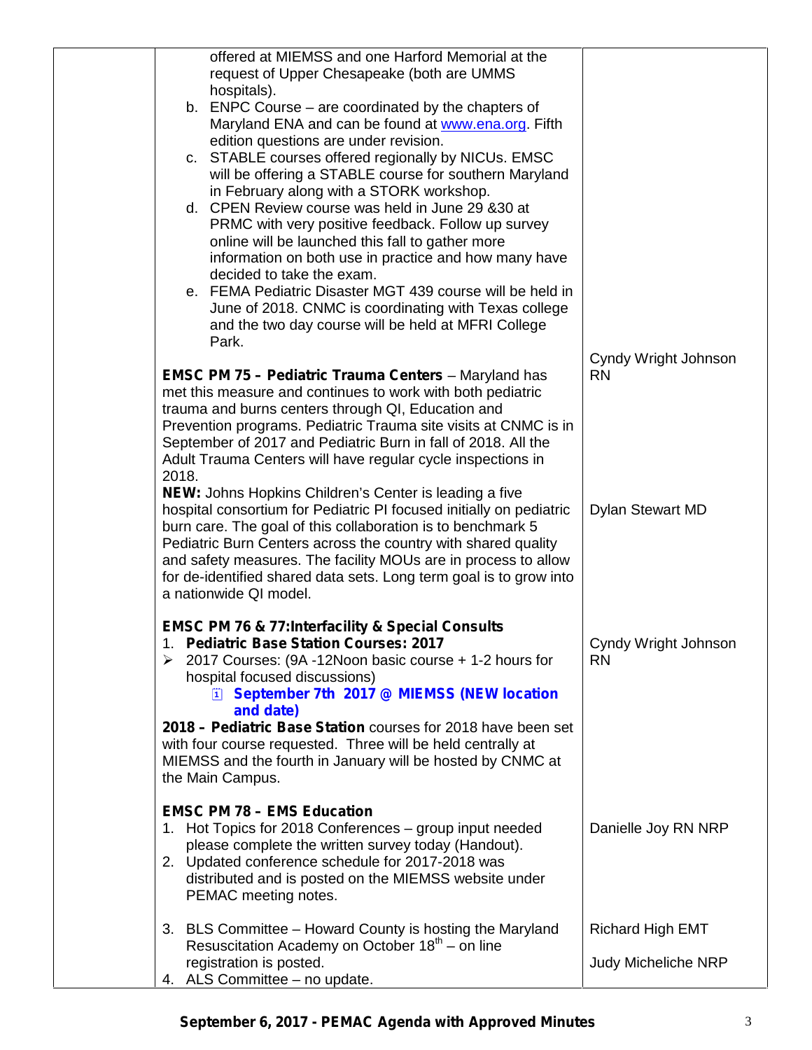| | | |
|---|---|---|
| | offered at MIEMSS and one Harford Memorial at the request of Upper Chesapeake (both are UMMS hospitals).<br>b. ENPC Course – are coordinated by the chapters of Maryland ENA and can be found at www.ena.org. Fifth edition questions are under revision.<br>c. STABLE courses offered regionally by NICUs. EMSC will be offering a STABLE course for southern Maryland in February along with a STORK workshop.<br>d. CPEN Review course was held in June 29 &30 at PRMC with very positive feedback. Follow up survey online will be launched this fall to gather more information on both use in practice and how many have decided to take the exam.<br>e. FEMA Pediatric Disaster MGT 439 course will be held in June of 2018. CNMC is coordinating with Texas college and the two day course will be held at MFRI College Park. | |
| | **EMSC PM 75 – Pediatric Trauma Centers** – Maryland has met this measure and continues to work with both pediatric trauma and burns centers through QI, Education and Prevention programs. Pediatric Trauma site visits at CNMC is in September of 2017 and Pediatric Burn in fall of 2018. All the Adult Trauma Centers will have regular cycle inspections in 2018. | Cyndy Wright Johnson RN |
| | **NEW:** Johns Hopkins Children's Center is leading a five hospital consortium for Pediatric PI focused initially on pediatric burn care. The goal of this collaboration is to benchmark 5 Pediatric Burn Centers across the country with shared quality and safety measures. The facility MOUs are in process to allow for de-identified shared data sets. Long term goal is to grow into a nationwide QI model. | Dylan Stewart MD |
| | **EMSC PM 76 & 77:Interfacility & Special Consults**<br>1. **Pediatric Base Station Courses: 2017**<br>➢ 2017 Courses: (9A -12Noon basic course + 1-2 hours for hospital focused discussions)<br>- **September 7th 2017 @ MIEMSS (NEW location and date)**<br><br>**2018 – Pediatric Base Station** courses for 2018 have been set with four course requested. Three will be held centrally at MIEMSS and the fourth in January will be hosted by CNMC at the Main Campus. | Cyndy Wright Johnson RN |
| | **EMSC PM 78 – EMS Education**<br>1. Hot Topics for 2018 Conferences – group input needed please complete the written survey today (Handout).<br>2. Updated conference schedule for 2017-2018 was distributed and is posted on the MIEMSS website under PEMAC meeting notes. | Danielle Joy RN NRP |
| | 3. BLS Committee – Howard County is hosting the Maryland Resuscitation Academy on October 18th – on line registration is posted.<br>4. ALS Committee – no update. | Richard High EMT<br><br>Judy Micheliche NRP |

**September 6, 2017 - PEMAC Agenda with Approved Minutes**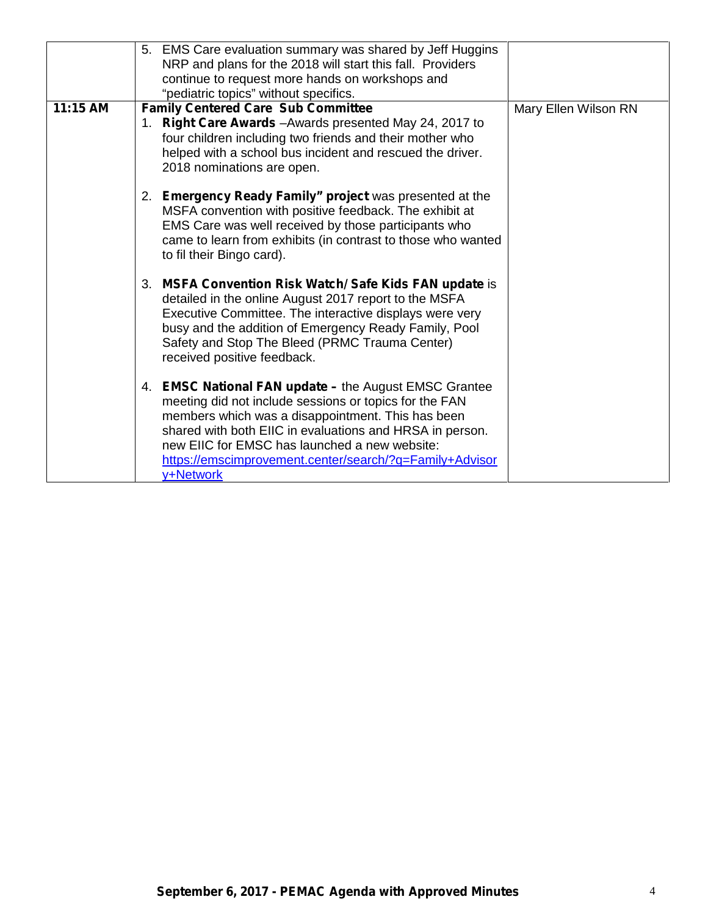| | | |
|---|---|---|
| | 5. EMS Care evaluation summary was shared by Jeff Huggins NRP and plans for the 2018 will start this fall. Providers continue to request more hands on workshops and "pediatric topics" without specifics. | |
| **11:15 AM** | **Family Centered Care Sub Committee**<br>1. **Right Care Awards** –Awards presented May 24, 2017 to four children including two friends and their mother who helped with a school bus incident and rescued the driver. 2018 nominations are open.<br><br>2. **Emergency Ready Family" project** was presented at the MSFA convention with positive feedback. The exhibit at EMS Care was well received by those participants who came to learn from exhibits (in contrast to those who wanted to fil their Bingo card).<br><br>3. **MSFA Convention Risk Watch/Safe Kids FAN update** is detailed in the online August 2017 report to the MSFA Executive Committee. The interactive displays were very busy and the addition of Emergency Ready Family, Pool Safety and Stop The Bleed (PRMC Trauma Center) received positive feedback.<br><br>4. **EMSC National FAN update –** the August EMSC Grantee meeting did not include sessions or topics for the FAN members which was a disappointment. This has been shared with both EIIC in evaluations and HRSA in person. new EIIC for EMSC has launched a new website: https://emscimprovement.center/search/?q=Family+Advisory+Network | Mary Ellen Wilson RN |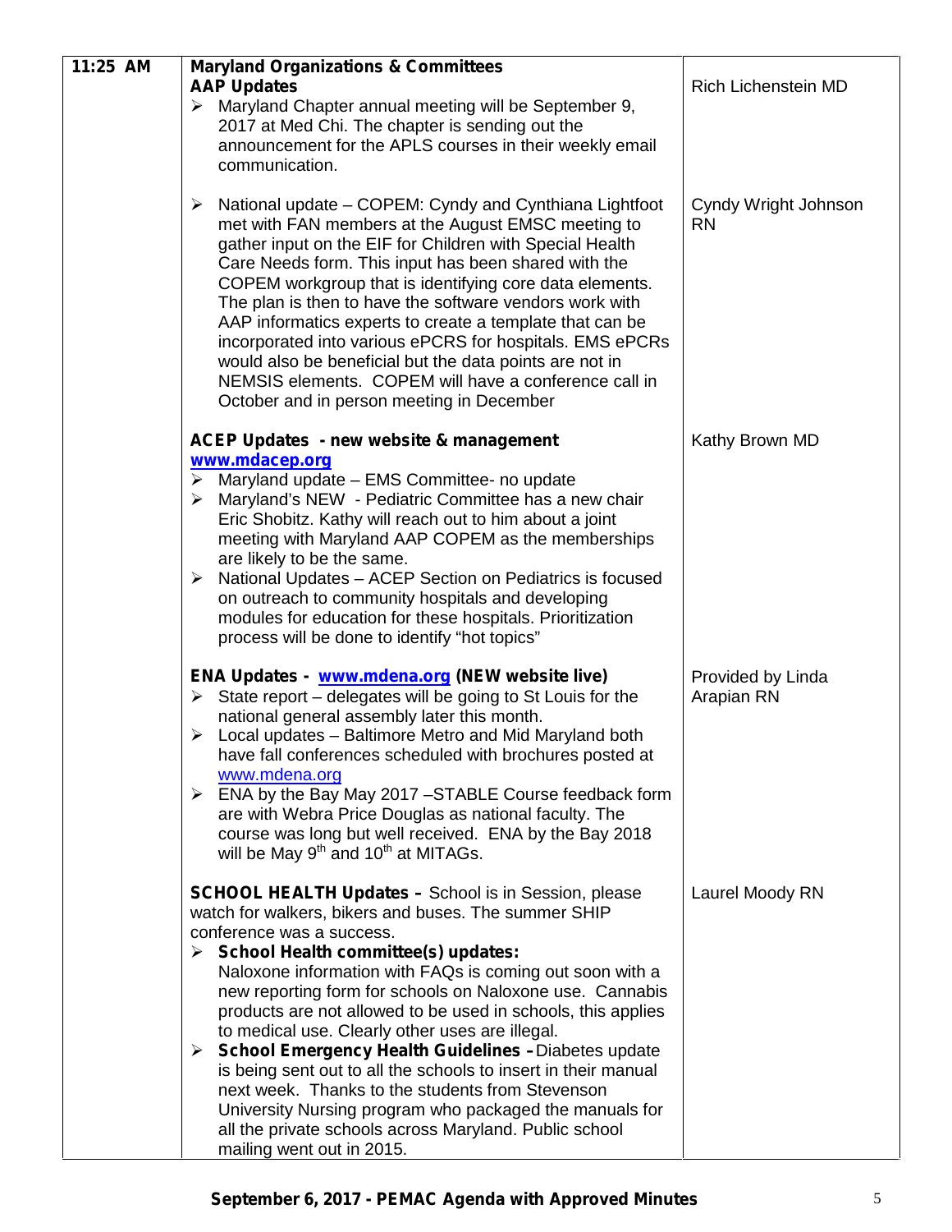| | | |
|---|---|---|
| 11:25 AM | **Maryland Organizations & Committees**<br>**AAP Updates**<br>➢ Maryland Chapter annual meeting will be September 9, 2017 at Med Chi. The chapter is sending out the announcement for the APLS courses in their weekly email communication. | Rich Lichenstein MD |
| | ➢ National update – COPEM: Cyndy and Cynthiana Lightfoot met with FAN members at the August EMSC meeting to gather input on the EIF for Children with Special Health Care Needs form. This input has been shared with the COPEM workgroup that is identifying core data elements. The plan is then to have the software vendors work with AAP informatics experts to create a template that can be incorporated into various ePCRS for hospitals. EMS ePCRs would also be beneficial but the data points are not in NEMSIS elements. COPEM will have a conference call in October and in person meeting in December | Cyndy Wright Johnson RN |
| | **ACEP Updates - new website & management** [www.mdacep.org](http://www.mdacep.org)<br>➢ Maryland update – EMS Committee- no update<br>➢ Maryland's NEW - Pediatric Committee has a new chair Eric Shobitz. Kathy will reach out to him about a joint meeting with Maryland AAP COPEM as the memberships are likely to be the same.<br>➢ National Updates – ACEP Section on Pediatrics is focused on outreach to community hospitals and developing modules for education for these hospitals. Prioritization process will be done to identify "hot topics" | Kathy Brown MD |
| | **ENA Updates - [www.mdena.org](http://www.mdena.org) (NEW website live)**<br>➢ State report – delegates will be going to St Louis for the national general assembly later this month.<br>➢ Local updates – Baltimore Metro and Mid Maryland both have fall conferences scheduled with brochures posted at [www.mdena.org](http://www.mdena.org)<br>➢ ENA by the Bay May 2017 –STABLE Course feedback form are with Webra Price Douglas as national faculty. The course was long but well received. ENA by the Bay 2018 will be May 9th and 10th at MITAGs. | Provided by Linda Arapian RN |
| | **SCHOOL HEALTH Updates –** School is in Session, please watch for walkers, bikers and buses. The summer SHIP conference was a success.<br>➢ **School Health committee(s) updates:** Naloxone information with FAQs is coming out soon with a new reporting form for schools on Naloxone use. Cannabis products are not allowed to be used in schools, this applies to medical use. Clearly other uses are illegal.<br>➢ **School Emergency Health Guidelines –** Diabetes update is being sent out to all the schools to insert in their manual next week. Thanks to the students from Stevenson University Nursing program who packaged the manuals for all the private schools across Maryland. Public school mailing went out in 2015. | Laurel Moody RN |

**September 6, 2017 - PEMAC Agenda with Approved Minutes**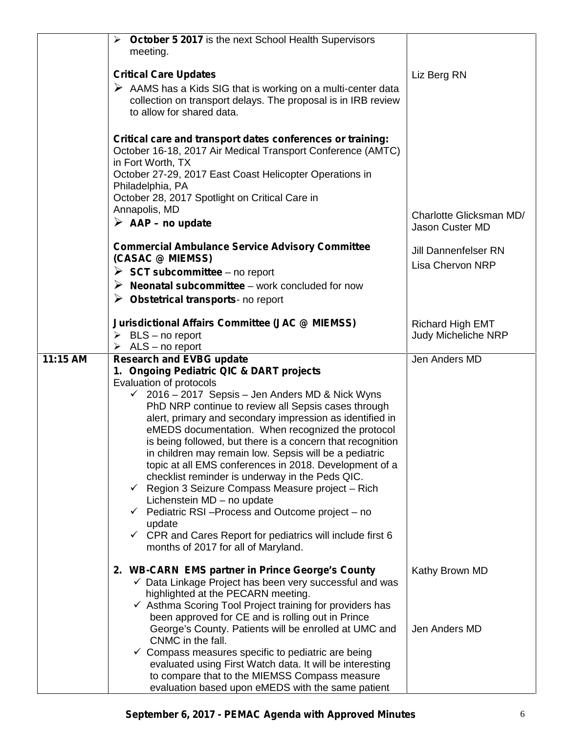| | | |
|---|---|---|
| | ➢ **October 5 2017** is the next School Health Supervisors meeting.<br><br>**Critical Care Updates**<br>➢ AAMS has a Kids SIG that is working on a multi-center data collection on transport delays. The proposal is in IRB review to allow for shared data.<br><br>**Critical care and transport dates conferences or training:**<br>October 16-18, 2017 Air Medical Transport Conference (AMTC) in Fort Worth, TX<br>October 27-29, 2017 East Coast Helicopter Operations in Philadelphia, PA<br>October 28, 2017 Spotlight on Critical Care in Annapolis, MD<br>➢ **AAP – no update**<br><br>**Commercial Ambulance Service Advisory Committee (CASAC @ MIEMSS)**<br>➢ **SCT subcommittee** – no report<br>➢ **Neonatal subcommittee** – work concluded for now<br>➢ **Obstetrical transports**- no report<br><br>**Jurisdictional Affairs Committee (JAC @ MIEMSS)**<br>➢ BLS – no report<br>➢ ALS – no report | Liz Berg RN<br><br>Charlotte Glicksman MD/ Jason Custer MD<br><br>Jill Dannenfelser RN<br>Lisa Chervon NRP<br><br>Richard High EMT<br>Judy Micheliche NRP |
| **11:15 AM** | **Research and EVBG update**<br>**1. Ongoing Pediatric QIC & DART projects**<br>Evaluation of protocols<br>✓ 2016 – 2017 Sepsis – Jen Anders MD & Nick Wyns PhD NRP continue to review all Sepsis cases through alert, primary and secondary impression as identified in eMEDS documentation. When recognized the protocol is being followed, but there is a concern that recognition in children may remain low. Sepsis will be a pediatric topic at all EMS conferences in 2018. Development of a checklist reminder is underway in the Peds QIC.<br>✓ Region 3 Seizure Compass Measure project – Rich Lichenstein MD – no update<br>✓ Pediatric RSI –Process and Outcome project – no update<br>✓ CPR and Cares Report for pediatrics will include first 6 months of 2017 for all of Maryland.<br><br>**2. WB-CARN EMS partner in Prince George's County**<br>✓ Data Linkage Project has been very successful and was highlighted at the PECARN meeting.<br>✓ Asthma Scoring Tool Project training for providers has been approved for CE and is rolling out in Prince George's County. Patients will be enrolled at UMC and CNMC in the fall.<br>✓ Compass measures specific to pediatric are being evaluated using First Watch data. It will be interesting to compare that to the MIEMSS Compass measure evaluation based upon eMEDS with the same patient | Jen Anders MD<br><br>Kathy Brown MD<br><br>Jen Anders MD |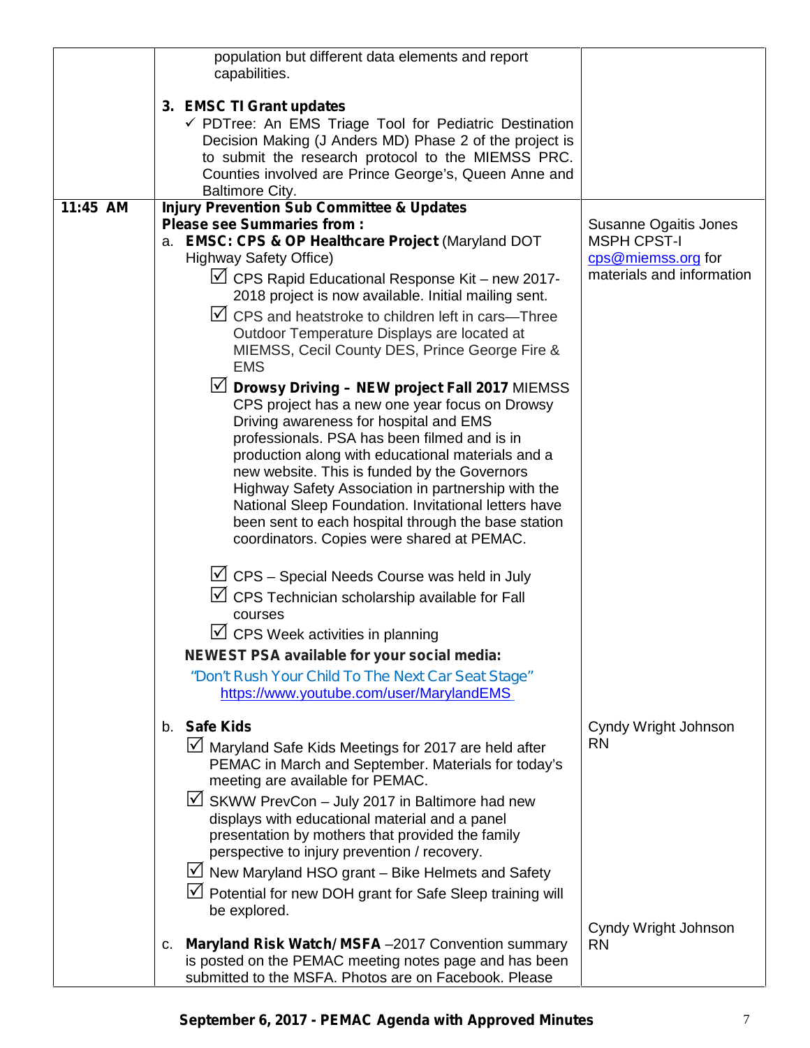| | | |
|---|---|---|
| | population but different data elements and report capabilities.<br><br>**3. EMSC TI Grant updates**<br>✓ PDTree: An EMS Triage Tool for Pediatric Destination Decision Making (J Anders MD) Phase 2 of the project is to submit the research protocol to the MIEMSS PRC. Counties involved are Prince George's, Queen Anne and Baltimore City. | |
| **11:45 AM** | **Injury Prevention Sub Committee & Updates**<br>**Please see Summaries from :**<br>a. **EMSC: CPS & OP Healthcare Project** (Maryland DOT Highway Safety Office)<br>☑ CPS Rapid Educational Response Kit – new 2017-2018 project is now available. Initial mailing sent.<br>☑ CPS and heatstroke to children left in cars—Three Outdoor Temperature Displays are located at MIEMSS, Cecil County DES, Prince George Fire & EMS<br>☑ **Drowsy Driving – NEW project Fall 2017** MIEMSS CPS project has a new one year focus on Drowsy Driving awareness for hospital and EMS professionals. PSA has been filmed and is in production along with educational materials and a new website. This is funded by the Governors Highway Safety Association in partnership with the National Sleep Foundation. Invitational letters have been sent to each hospital through the base station coordinators. Copies were shared at PEMAC.<br>☑ CPS – Special Needs Course was held in July<br>☑ CPS Technician scholarship available for Fall courses<br>☑ CPS Week activities in planning<br>**NEWEST PSA available for your social media:**<br>"Don't Rush Your Child To The Next Car Seat Stage"<br>https://www.youtube.com/user/MarylandEMS | Susanne Ogaitis Jones MSPH CPST-I<br>cps@miemss.org for materials and information |
| | b. **Safe Kids**<br>☑ Maryland Safe Kids Meetings for 2017 are held after PEMAC in March and September. Materials for today's meeting are available for PEMAC.<br>☑ SKWW PrevCon – July 2017 in Baltimore had new displays with educational material and a panel presentation by mothers that provided the family perspective to injury prevention / recovery.<br>☑ New Maryland HSO grant – Bike Helmets and Safety<br>☑ Potential for new DOH grant for Safe Sleep training will be explored. | Cyndy Wright Johnson RN |
| | c. **Maryland Risk Watch/ MSFA** –2017 Convention summary is posted on the PEMAC meeting notes page and has been submitted to the MSFA. Photos are on Facebook. Please | Cyndy Wright Johnson RN |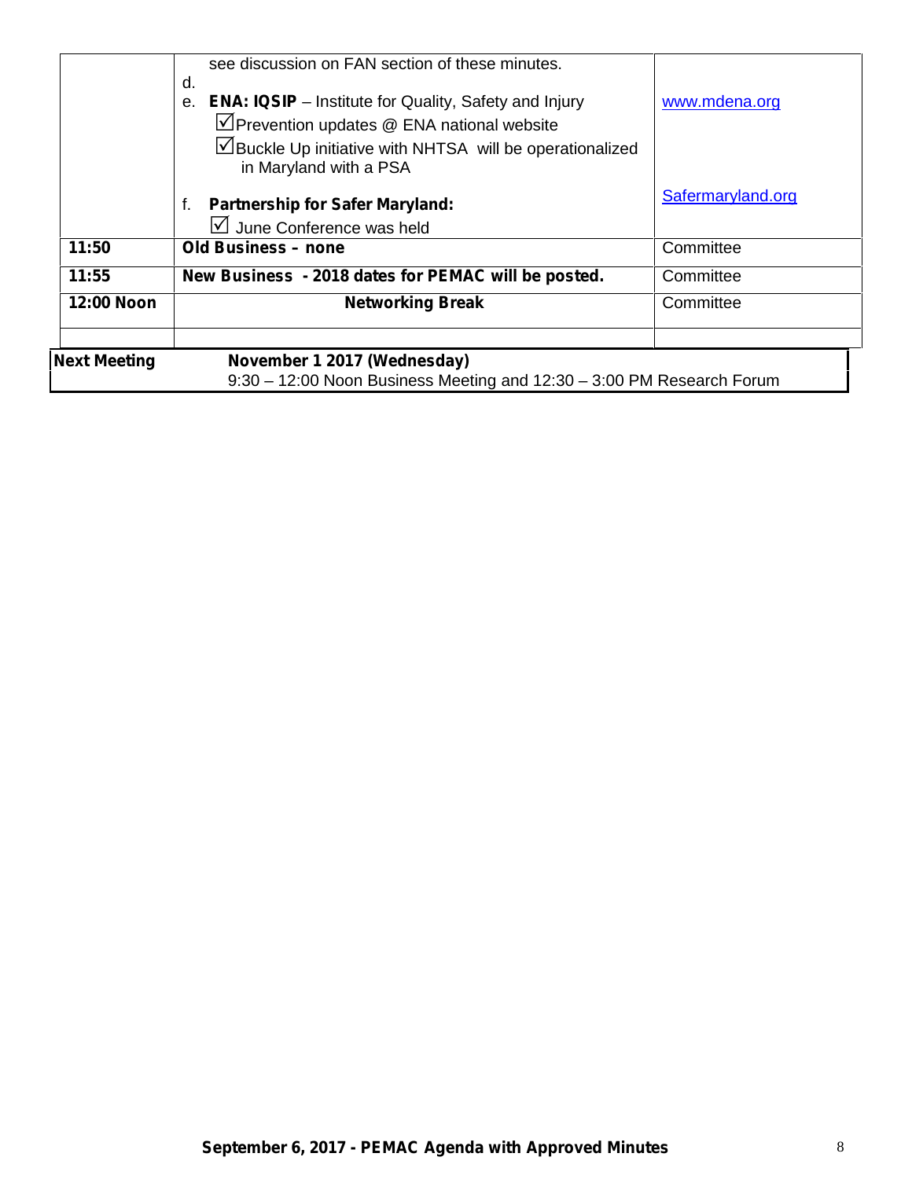| | | |
|---|---|---|
| | see discussion on FAN section of these minutes.<br>d.<br>e. **ENA: IQSIP** – Institute for Quality, Safety and Injury<br>☑Prevention updates @ ENA national website<br>☑Buckle Up initiative with NHTSA will be operationalized in Maryland with a PSA<br>f. **Partnership for Safer Maryland:**<br>☑ June Conference was held | www.mdena.org<br><br>Safermaryland.org |
| **11:50** | **Old Business – none** | Committee |
| **11:55** | **New Business - 2018 dates for PEMAC will be posted.** | Committee |
| **12:00 Noon** | **Networking Break** | Committee |
| | | |

| | |
|---|---|
| **Next Meeting** | **November 1 2017 (Wednesday)**<br>9:30 – 12:00 Noon Business Meeting and 12:30 – 3:00 PM Research Forum |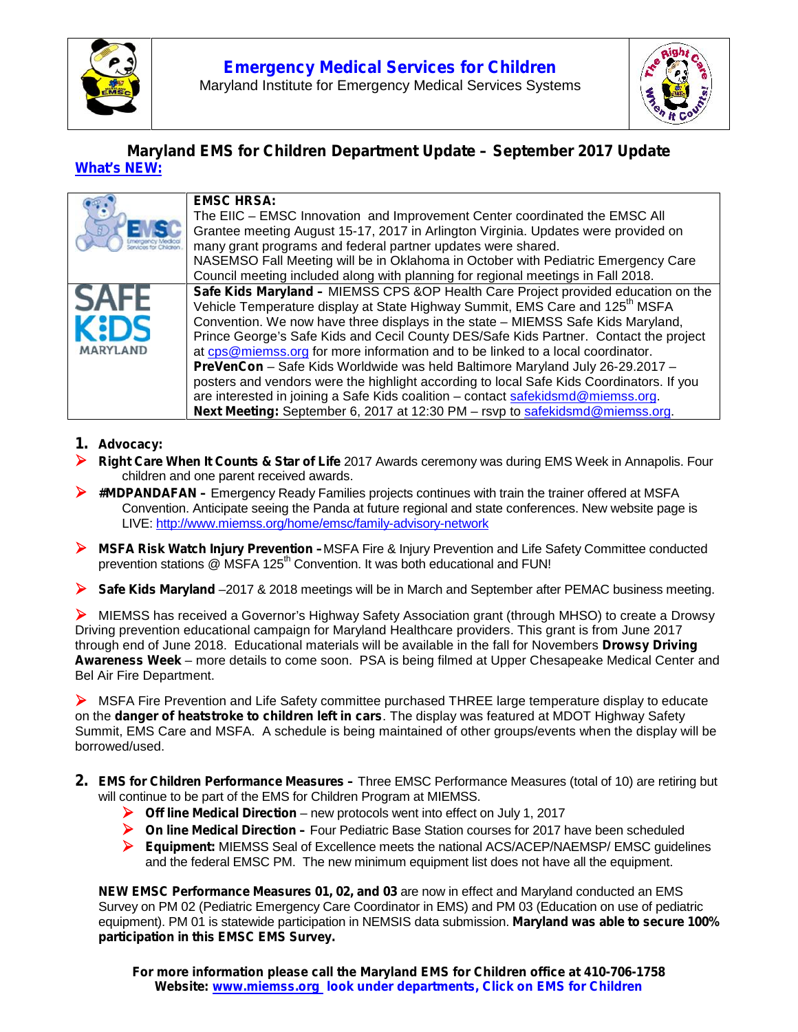# Emergency Medical Services for Children

Maryland Institute for Emergency Medical Services Systems

## Maryland EMS for Children Department Update – September 2017 Update

**What's NEW:**

| | |
|---|---|
| | **EMSC HRSA:** The EIIC – EMSC Innovation and Improvement Center coordinated the EMSC All Grantee meeting August 15-17, 2017 in Arlington Virginia. Updates were provided on many grant programs and federal partner updates were shared. NASEMSO Fall Meeting will be in Oklahoma in October with Pediatric Emergency Care Council meeting included along with planning for regional meetings in Fall 2018. |
| SAFE KIDS MARYLAND | **Safe Kids Maryland –** MIEMSS CPS &OP Health Care Project provided education on the Vehicle Temperature display at State Highway Summit, EMS Care and 125th MSFA Convention. We now have three displays in the state – MIEMSS Safe Kids Maryland, Prince George's Safe Kids and Cecil County DES/Safe Kids Partner. Contact the project at cps@miemss.org for more information and to be linked to a local coordinator. **PreVenCon** – Safe Kids Worldwide was held Baltimore Maryland July 26-29.2017 – posters and vendors were the highlight according to local Safe Kids Coordinators. If you are interested in joining a Safe Kids coalition – contact safekidsmd@miemss.org. **Next Meeting:** September 6, 2017 at 12:30 PM – rsvp to safekidsmd@miemss.org. |

1. **Advocacy:**

- **Right Care When It Counts & Star of Life** 2017 Awards ceremony was during EMS Week in Annapolis. Four children and one parent received awards.
- **#MDPANDAFAN –** Emergency Ready Families projects continues with train the trainer offered at MSFA Convention. Anticipate seeing the Panda at future regional and state conferences. New website page is LIVE: http://www.miemss.org/home/emsc/family-advisory-network
- **MSFA Risk Watch Injury Prevention –** MSFA Fire & Injury Prevention and Life Safety Committee conducted prevention stations @ MSFA 125th Convention. It was both educational and FUN!
- **Safe Kids Maryland** –2017 & 2018 meetings will be in March and September after PEMAC business meeting.
- MIEMSS has received a Governor's Highway Safety Association grant (through MHSO) to create a Drowsy Driving prevention educational campaign for Maryland Healthcare providers. This grant is from June 2017 through end of June 2018. Educational materials will be available in the fall for Novembers **Drowsy Driving Awareness Week** – more details to come soon. PSA is being filmed at Upper Chesapeake Medical Center and Bel Air Fire Department.
- MSFA Fire Prevention and Life Safety committee purchased THREE large temperature display to educate on the **danger of heatstroke to children left in cars**. The display was featured at MDOT Highway Safety Summit, EMS Care and MSFA. A schedule is being maintained of other groups/events when the display will be borrowed/used.

2. **EMS for Children Performance Measures –** Three EMSC Performance Measures (total of 10) are retiring but will continue to be part of the EMS for Children Program at MIEMSS.
   - **Off line Medical Direction** – new protocols went into effect on July 1, 2017
   - **On line Medical Direction –** Four Pediatric Base Station courses for 2017 have been scheduled
   - **Equipment:** MIEMSS Seal of Excellence meets the national ACS/ACEP/NAEMSP/ EMSC guidelines and the federal EMSC PM. The new minimum equipment list does not have all the equipment.

   **NEW EMSC Performance Measures 01, 02, and 03** are now in effect and Maryland conducted an EMS Survey on PM 02 (Pediatric Emergency Care Coordinator in EMS) and PM 03 (Education on use of pediatric equipment). PM 01 is statewide participation in NEMSIS data submission. **Maryland was able to secure 100% participation in this EMSC EMS Survey.**

**For more information please call the Maryland EMS for Children office at 410-706-1758**
**Website: www.miemss.org look under departments, Click on EMS for Children**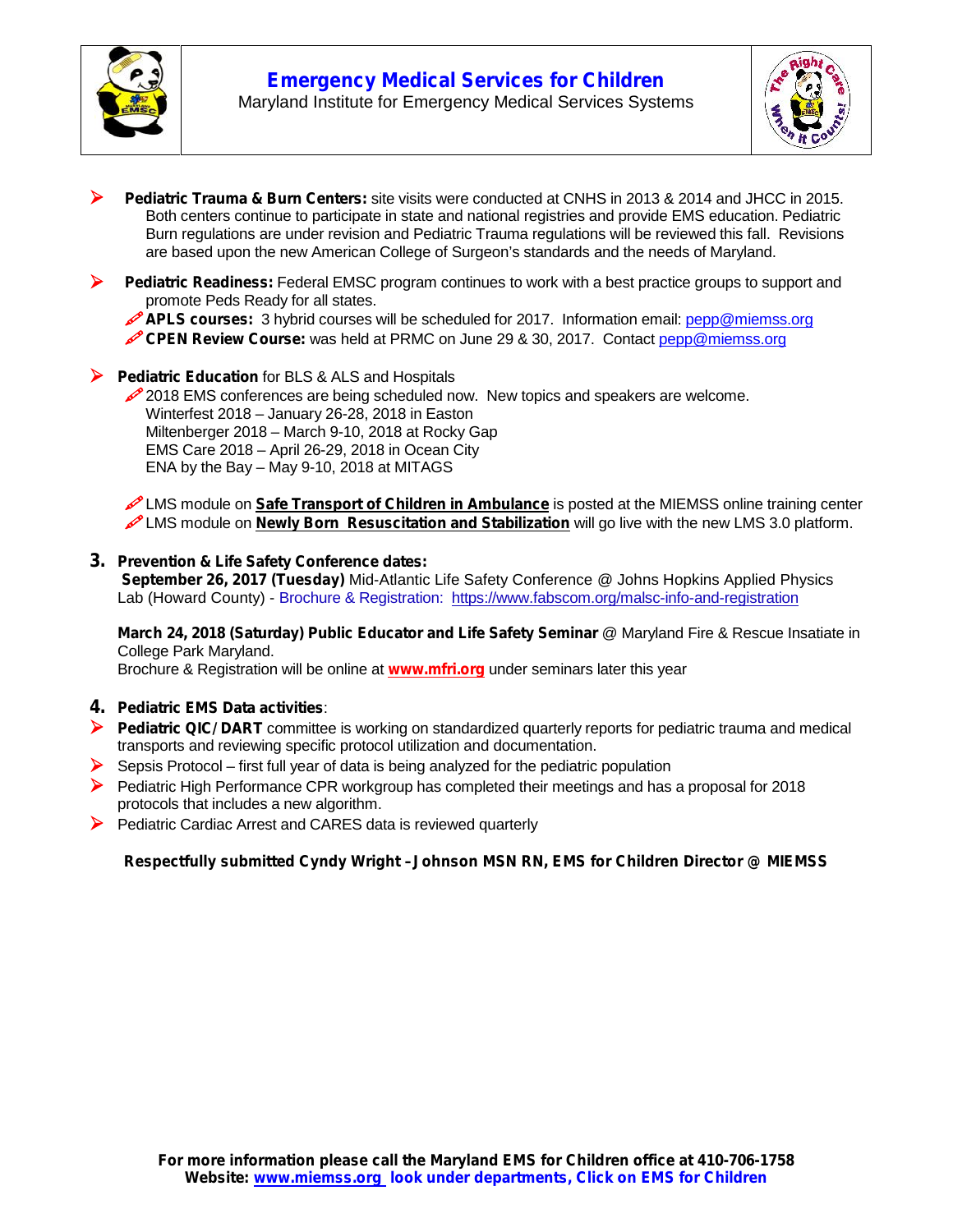# Emergency Medical Services for Children

Maryland Institute for Emergency Medical Services Systems

- **Pediatric Trauma & Burn Centers:** site visits were conducted at CNHS in 2013 & 2014 and JHCC in 2015. Both centers continue to participate in state and national registries and provide EMS education. Pediatric Burn regulations are under revision and Pediatric Trauma regulations will be reviewed this fall. Revisions are based upon the new American College of Surgeon's standards and the needs of Maryland.

- **Pediatric Readiness:** Federal EMSC program continues to work with a best practice groups to support and promote Peds Ready for all states.
  - **APLS courses:** 3 hybrid courses will be scheduled for 2017. Information email: pepp@miemss.org
  - **CPEN Review Course:** was held at PRMC on June 29 & 30, 2017. Contact pepp@miemss.org

- **Pediatric Education** for BLS & ALS and Hospitals
  - 2018 EMS conferences are being scheduled now. New topics and speakers are welcome.
    Winterfest 2018 – January 26-28, 2018 in Easton
    Miltenberger 2018 – March 9-10, 2018 at Rocky Gap
    EMS Care 2018 – April 26-29, 2018 in Ocean City
    ENA by the Bay – May 9-10, 2018 at MITAGS
  - LMS module on **Safe Transport of Children in Ambulance** is posted at the MIEMSS online training center
  - LMS module on **Newly Born Resuscitation and Stabilization** will go live with the new LMS 3.0 platform.

**3. Prevention & Life Safety Conference dates:**

**September 26, 2017 (Tuesday)** Mid-Atlantic Life Safety Conference @ Johns Hopkins Applied Physics Lab (Howard County) - Brochure & Registration: https://www.fabscom.org/malsc-info-and-registration

**March 24, 2018 (Saturday) Public Educator and Life Safety Seminar** @ Maryland Fire & Rescue Insatiate in College Park Maryland.
Brochure & Registration will be online at **www.mfri.org** under seminars later this year

**4. Pediatric EMS Data activities**:

- **Pediatric QIC/ DART** committee is working on standardized quarterly reports for pediatric trauma and medical transports and reviewing specific protocol utilization and documentation.
- Sepsis Protocol – first full year of data is being analyzed for the pediatric population
- Pediatric High Performance CPR workgroup has completed their meetings and has a proposal for 2018 protocols that includes a new algorithm.
- Pediatric Cardiac Arrest and CARES data is reviewed quarterly

**Respectfully submitted Cyndy Wright –Johnson MSN RN, EMS for Children Director @ MIEMSS**

**For more information please call the Maryland EMS for Children office at 410-706-1758**
**Website: www.miemss.org look under departments, Click on EMS for Children**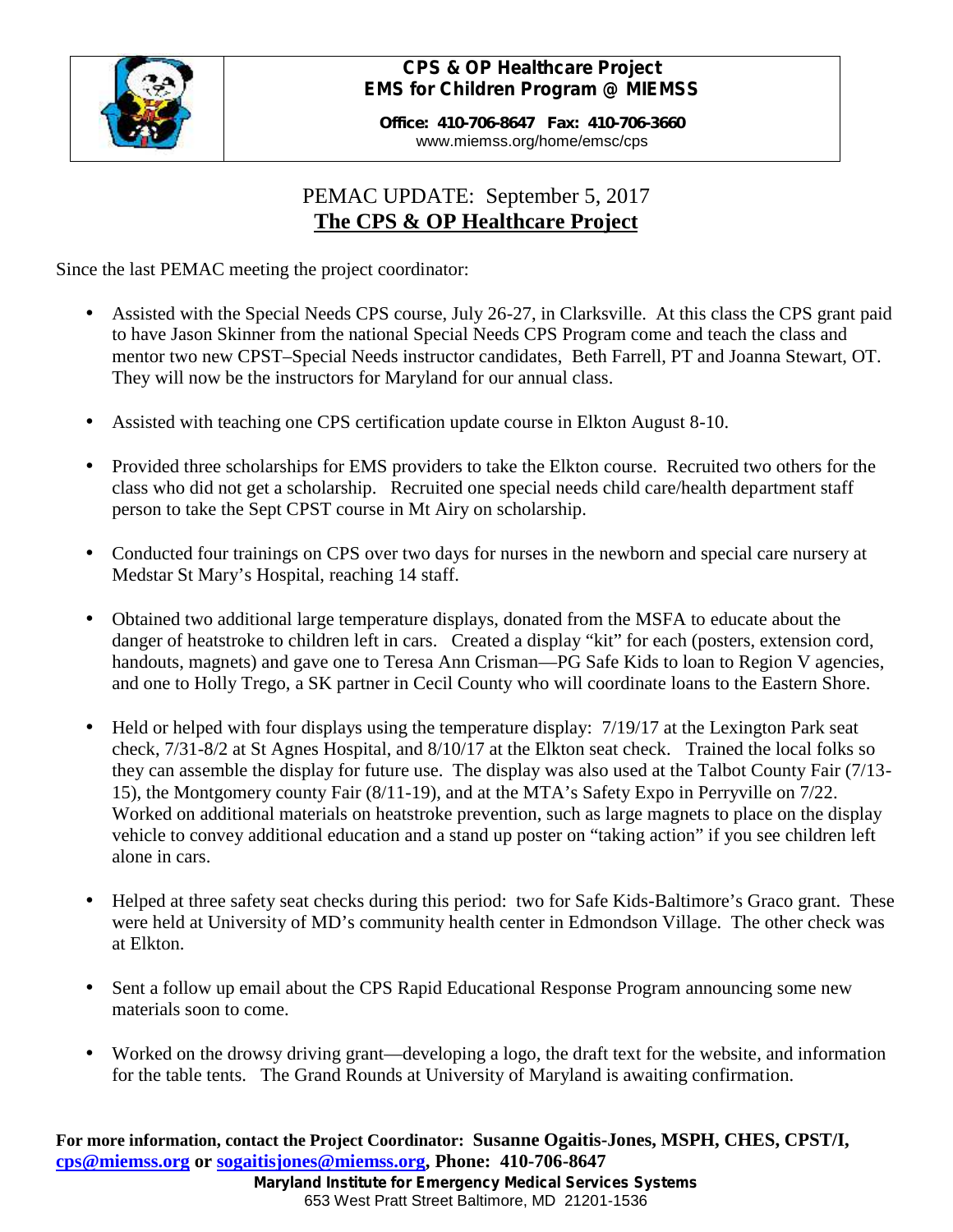**CPS & OP Healthcare Project**
**EMS for Children Program @ MIEMSS**

**Office: 410-706-8647 Fax: 410-706-3660**
www.miemss.org/home/emsc/cps

# PEMAC UPDATE: September 5, 2017

## The CPS & OP Healthcare Project

Since the last PEMAC meeting the project coordinator:

- Assisted with the Special Needs CPS course, July 26-27, in Clarksville. At this class the CPS grant paid to have Jason Skinner from the national Special Needs CPS Program come and teach the class and mentor two new CPST–Special Needs instructor candidates, Beth Farrell, PT and Joanna Stewart, OT. They will now be the instructors for Maryland for our annual class.

- Assisted with teaching one CPS certification update course in Elkton August 8-10.

- Provided three scholarships for EMS providers to take the Elkton course. Recruited two others for the class who did not get a scholarship. Recruited one special needs child care/health department staff person to take the Sept CPST course in Mt Airy on scholarship.

- Conducted four trainings on CPS over two days for nurses in the newborn and special care nursery at Medstar St Mary's Hospital, reaching 14 staff.

- Obtained two additional large temperature displays, donated from the MSFA to educate about the danger of heatstroke to children left in cars. Created a display "kit" for each (posters, extension cord, handouts, magnets) and gave one to Teresa Ann Crisman—PG Safe Kids to loan to Region V agencies, and one to Holly Trego, a SK partner in Cecil County who will coordinate loans to the Eastern Shore.

- Held or helped with four displays using the temperature display: 7/19/17 at the Lexington Park seat check, 7/31-8/2 at St Agnes Hospital, and 8/10/17 at the Elkton seat check. Trained the local folks so they can assemble the display for future use. The display was also used at the Talbot County Fair (7/13-15), the Montgomery county Fair (8/11-19), and at the MTA's Safety Expo in Perryville on 7/22. Worked on additional materials on heatstroke prevention, such as large magnets to place on the display vehicle to convey additional education and a stand up poster on "taking action" if you see children left alone in cars.

- Helped at three safety seat checks during this period: two for Safe Kids-Baltimore's Graco grant. These were held at University of MD's community health center in Edmondson Village. The other check was at Elkton.

- Sent a follow up email about the CPS Rapid Educational Response Program announcing some new materials soon to come.

- Worked on the drowsy driving grant—developing a logo, the draft text for the website, and information for the table tents. The Grand Rounds at University of Maryland is awaiting confirmation.

**For more information, contact the Project Coordinator: Susanne Ogaitis-Jones, MSPH, CHES, CPST/I, [cps@miemss.org](mailto:cps@miemss.org) or [sogaitisjones@miemss.org](mailto:sogaitisjones@miemss.org), Phone: 410-706-8647**

**Maryland Institute for Emergency Medical Services Systems**
653 West Pratt Street Baltimore, MD 21201-1536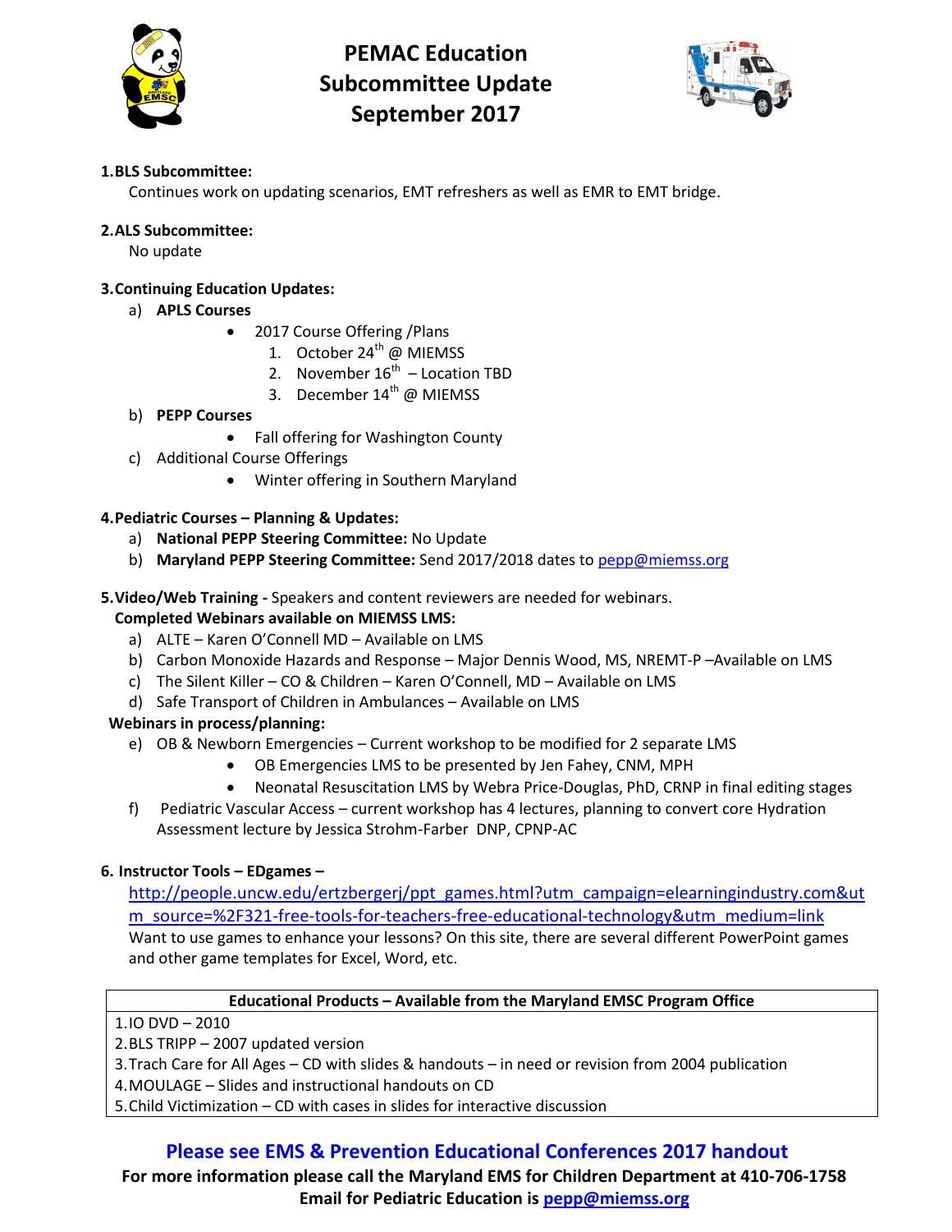# PEMAC Education Subcommittee Update September 2017

1. **BLS Subcommittee:**
   Continues work on updating scenarios, EMT refreshers as well as EMR to EMT bridge.

2. **ALS Subcommittee:**
   No update

3. **Continuing Education Updates:**
   a) **APLS Courses**
      - 2017 Course Offering /Plans
        1. October 24th @ MIEMSS
        2. November 16th – Location TBD
        3. December 14th @ MIEMSS

   b) **PEPP Courses**
      - Fall offering for Washington County

   c) Additional Course Offerings
      - Winter offering in Southern Maryland

4. **Pediatric Courses – Planning & Updates:**
   a) **National PEPP Steering Committee:** No Update
   b) **Maryland PEPP Steering Committee:** Send 2017/2018 dates to pepp@miemss.org

5. **Video/Web Training -** Speakers and content reviewers are needed for webinars.

   **Completed Webinars available on MIEMSS LMS:**
   a) ALTE – Karen O'Connell MD – Available on LMS
   b) Carbon Monoxide Hazards and Response – Major Dennis Wood, MS, NREMT-P –Available on LMS
   c) The Silent Killer – CO & Children – Karen O'Connell, MD – Available on LMS
   d) Safe Transport of Children in Ambulances – Available on LMS

   **Webinars in process/planning:**
   e) OB & Newborn Emergencies – Current workshop to be modified for 2 separate LMS
      - OB Emergencies LMS to be presented by Jen Fahey, CNM, MPH
      - Neonatal Resuscitation LMS by Webra Price-Douglas, PhD, CRNP in final editing stages

   f) Pediatric Vascular Access – current workshop has 4 lectures, planning to convert core Hydration Assessment lecture by Jessica Strohm-Farber DNP, CPNP-AC

6. **Instructor Tools – EDgames –**
   http://people.uncw.edu/ertzbergerj/ppt_games.html?utm_campaign=elearningindustry.com&utm_source=%2F321-free-tools-for-teachers-free-educational-technology&utm_medium=link
   Want to use games to enhance your lessons? On this site, there are several different PowerPoint games and other game templates for Excel, Word, etc.

| Educational Products – Available from the Maryland EMSC Program Office |
|---|
| 1. IO DVD – 2010 |
| 2. BLS TRIPP – 2007 updated version |
| 3. Trach Care for All Ages – CD with slides & handouts – in need or revision from 2004 publication |
| 4. MOULAGE – Slides and instructional handouts on CD |
| 5. Child Victimization – CD with cases in slides for interactive discussion |

**Please see EMS & Prevention Educational Conferences 2017 handout**

**For more information please call the Maryland EMS for Children Department at 410-706-1758**

**Email for Pediatric Education is pepp@miemss.org**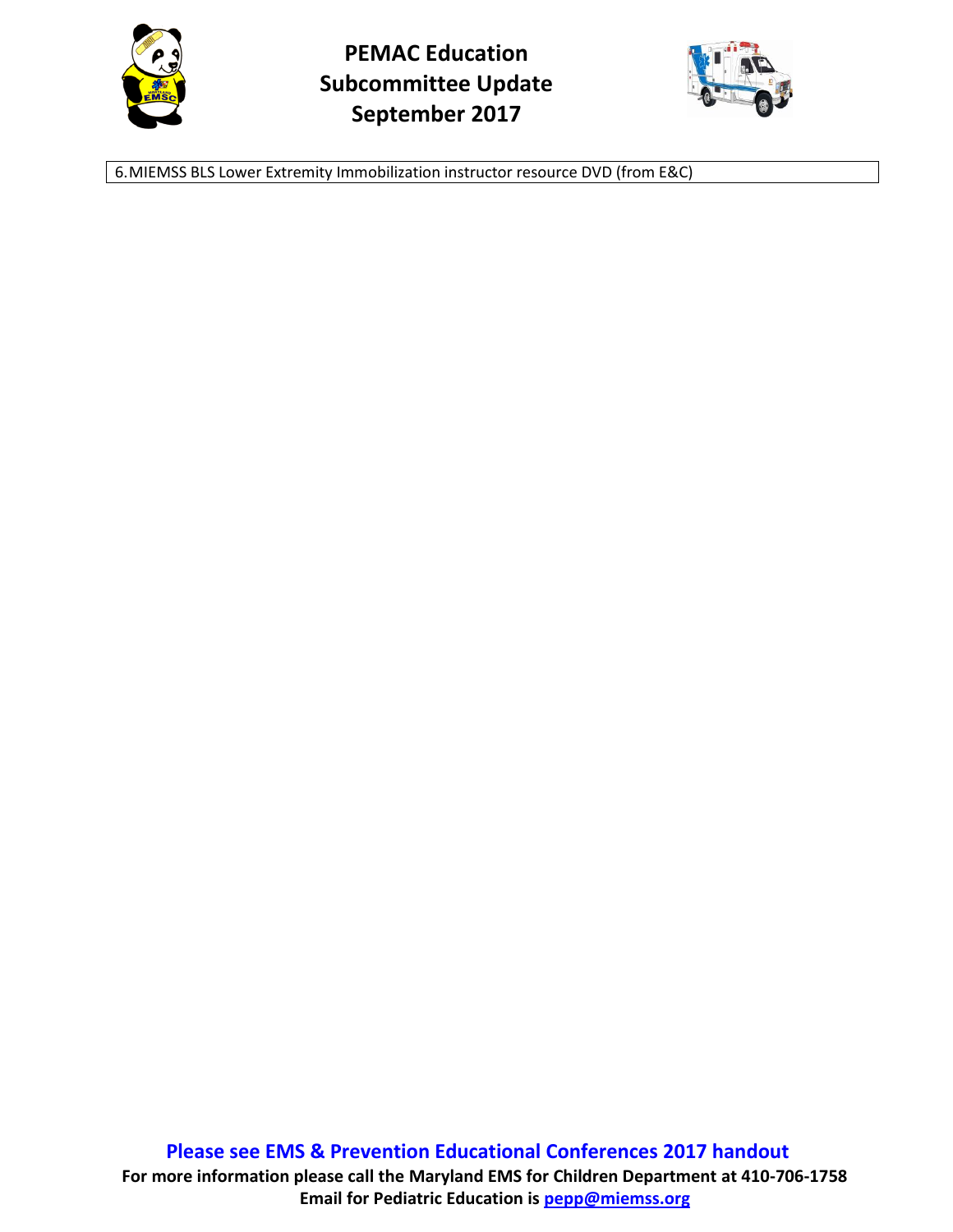# PEMAC Education Subcommittee Update September 2017

| 6. MIEMSS BLS Lower Extremity Immobilization instructor resource DVD (from E&C) |
|---|

**Please see EMS & Prevention Educational Conferences 2017 handout**

**For more information please call the Maryland EMS for Children Department at 410-706-1758**

**Email for Pediatric Education is pepp@miemss.org**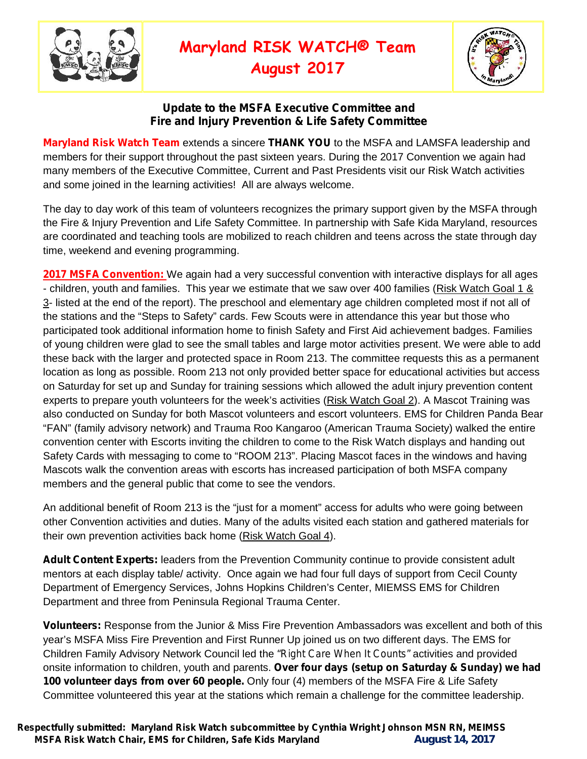# Maryland RISK WATCH® Team
## August 2017

### Update to the MSFA Executive Committee and Fire and Injury Prevention & Life Safety Committee

**Maryland Risk Watch Team** extends a sincere **THANK YOU** to the MSFA and LAMSFA leadership and members for their support throughout the past sixteen years. During the 2017 Convention we again had many members of the Executive Committee, Current and Past Presidents visit our Risk Watch activities and some joined in the learning activities! All are always welcome.

The day to day work of this team of volunteers recognizes the primary support given by the MSFA through the Fire & Injury Prevention and Life Safety Committee. In partnership with Safe Kida Maryland, resources are coordinated and teaching tools are mobilized to reach children and teens across the state through day time, weekend and evening programming.

**2017 MSFA Convention:** We again had a very successful convention with interactive displays for all ages - children, youth and families. This year we estimate that we saw over 400 families (Risk Watch Goal 1 & 3- listed at the end of the report). The preschool and elementary age children completed most if not all of the stations and the "Steps to Safety" cards. Few Scouts were in attendance this year but those who participated took additional information home to finish Safety and First Aid achievement badges. Families of young children were glad to see the small tables and large motor activities present. We were able to add these back with the larger and protected space in Room 213. The committee requests this as a permanent location as long as possible. Room 213 not only provided better space for educational activities but access on Saturday for set up and Sunday for training sessions which allowed the adult injury prevention content experts to prepare youth volunteers for the week's activities (Risk Watch Goal 2). A Mascot Training was also conducted on Sunday for both Mascot volunteers and escort volunteers. EMS for Children Panda Bear "FAN" (family advisory network) and Trauma Roo Kangaroo (American Trauma Society) walked the entire convention center with Escorts inviting the children to come to the Risk Watch displays and handing out Safety Cards with messaging to come to "ROOM 213". Placing Mascot faces in the windows and having Mascots walk the convention areas with escorts has increased participation of both MSFA company members and the general public that come to see the vendors.

An additional benefit of Room 213 is the "just for a moment" access for adults who were going between other Convention activities and duties. Many of the adults visited each station and gathered materials for their own prevention activities back home (Risk Watch Goal 4).

**Adult Content Experts:** leaders from the Prevention Community continue to provide consistent adult mentors at each display table/ activity. Once again we had four full days of support from Cecil County Department of Emergency Services, Johns Hopkins Children's Center, MIEMSS EMS for Children Department and three from Peninsula Regional Trauma Center.

**Volunteers:** Response from the Junior & Miss Fire Prevention Ambassadors was excellent and both of this year's MSFA Miss Fire Prevention and First Runner Up joined us on two different days. The EMS for Children Family Advisory Network Council led the "*Right Care When It Counts*" activities and provided onsite information to children, youth and parents. **Over four days (setup on Saturday & Sunday) we had 100 volunteer days from over 60 people.** Only four (4) members of the MSFA Fire & Life Safety Committee volunteered this year at the stations which remain a challenge for the committee leadership.

**Respectfully submitted: Maryland Risk Watch subcommittee by Cynthia Wright Johnson MSN RN, MEIMSS MSFA Risk Watch Chair, EMS for Children, Safe Kids Maryland** **August 14, 2017**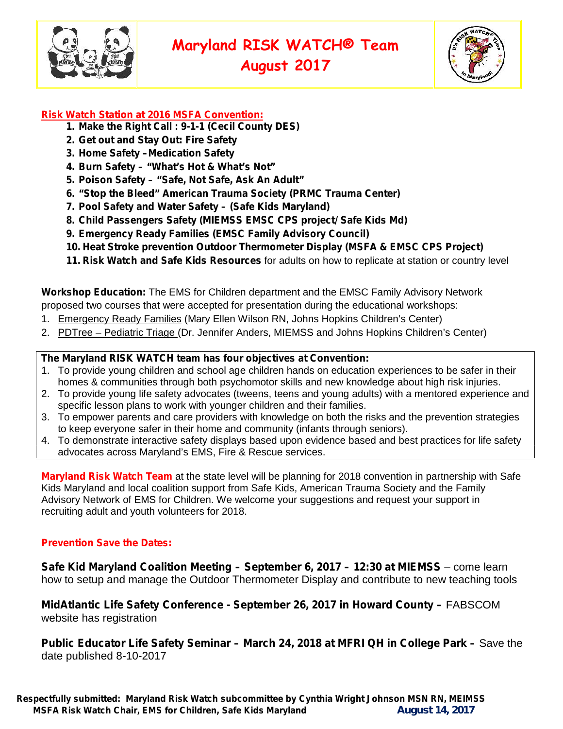# Maryland RISK WATCH® Team
## August 2017

**Risk Watch Station at 2016 MSFA Convention:**

1. **Make the Right Call : 9-1-1 (Cecil County DES)**
2. **Get out and Stay Out: Fire Safety**
3. **Home Safety – Medication Safety**
4. **Burn Safety – "What's Hot & What's Not"**
5. **Poison Safety – "Safe, Not Safe, Ask An Adult"**
6. **"Stop the Bleed" American Trauma Society (PRMC Trauma Center)**
7. **Pool Safety and Water Safety – (Safe Kids Maryland)**
8. **Child Passengers Safety (MIEMSS EMSC CPS project/ Safe Kids Md)**
9. **Emergency Ready Families (EMSC Family Advisory Council)**
10. **Heat Stroke prevention Outdoor Thermometer Display (MSFA & EMSC CPS Project)**
11. **Risk Watch and Safe Kids Resources** for adults on how to replicate at station or country level

**Workshop Education:** The EMS for Children department and the EMSC Family Advisory Network proposed two courses that were accepted for presentation during the educational workshops:

1. Emergency Ready Families (Mary Ellen Wilson RN, Johns Hopkins Children's Center)
2. PDTree – Pediatric Triage (Dr. Jennifer Anders, MIEMSS and Johns Hopkins Children's Center)

**The Maryland RISK WATCH team has four objectives at Convention:**

1. To provide young children and school age children hands on education experiences to be safer in their homes & communities through both psychomotor skills and new knowledge about high risk injuries.
2. To provide young life safety advocates (tweens, teens and young adults) with a mentored experience and specific lesson plans to work with younger children and their families.
3. To empower parents and care providers with knowledge on both the risks and the prevention strategies to keep everyone safer in their home and community (infants through seniors).
4. To demonstrate interactive safety displays based upon evidence based and best practices for life safety advocates across Maryland's EMS, Fire & Rescue services.

**Maryland Risk Watch Team** at the state level will be planning for 2018 convention in partnership with Safe Kids Maryland and local coalition support from Safe Kids, American Trauma Society and the Family Advisory Network of EMS for Children. We welcome your suggestions and request your support in recruiting adult and youth volunteers for 2018.

**Prevention Save the Dates:**

**Safe Kid Maryland Coalition Meeting – September 6, 2017 – 12:30 at MIEMSS** – come learn how to setup and manage the Outdoor Thermometer Display and contribute to new teaching tools

**MidAtlantic Life Safety Conference - September 26, 2017 in Howard County –** FABSCOM website has registration

**Public Educator Life Safety Seminar – March 24, 2018 at MFRI QH in College Park –** Save the date published 8-10-2017

**Respectfully submitted: Maryland Risk Watch subcommittee by Cynthia Wright Johnson MSN RN, MEIMSS MSFA Risk Watch Chair, EMS for Children, Safe Kids Maryland** **August 14, 2017**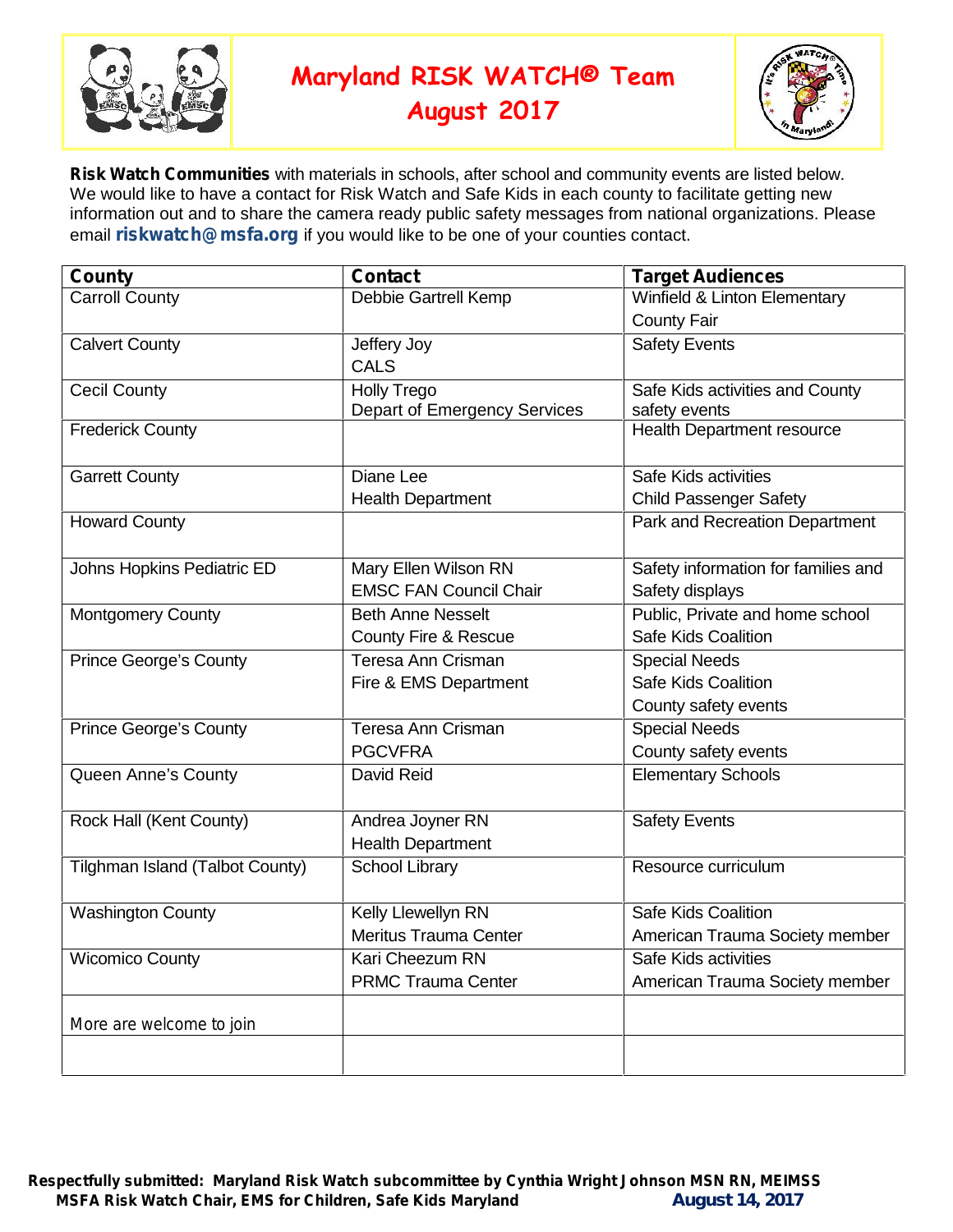# Maryland RISK WATCH® Team
## August 2017

**Risk Watch Communities** with materials in schools, after school and community events are listed below. We would like to have a contact for Risk Watch and Safe Kids in each county to facilitate getting new information out and to share the camera ready public safety messages from national organizations. Please email **riskwatch@msfa.org** if you would like to be one of your counties contact.

| County | Contact | Target Audiences |
|---|---|---|
| Carroll County | Debbie Gartrell Kemp | Winfield & Linton Elementary<br>County Fair |
| Calvert County | Jeffery Joy<br>CALS | Safety Events |
| Cecil County | Holly Trego<br>Depart of Emergency Services | Safe Kids activities and County safety events |
| Frederick County | | Health Department resource |
| Garrett County | Diane Lee<br>Health Department | Safe Kids activities<br>Child Passenger Safety |
| Howard County | | Park and Recreation Department |
| Johns Hopkins Pediatric ED | Mary Ellen Wilson RN<br>EMSC FAN Council Chair | Safety information for families and Safety displays |
| Montgomery County | Beth Anne Nesselt<br>County Fire & Rescue | Public, Private and home school<br>Safe Kids Coalition |
| Prince George's County | Teresa Ann Crisman<br>Fire & EMS Department | Special Needs<br>Safe Kids Coalition<br>County safety events |
| Prince George's County | Teresa Ann Crisman<br>PGCVFRA | Special Needs<br>County safety events |
| Queen Anne's County | David Reid | Elementary Schools |
| Rock Hall (Kent County) | Andrea Joyner RN<br>Health Department | Safety Events |
| Tilghman Island (Talbot County) | School Library | Resource curriculum |
| Washington County | Kelly Llewellyn RN<br>Meritus Trauma Center | Safe Kids Coalition<br>American Trauma Society member |
| Wicomico County | Kari Cheezum RN<br>PRMC Trauma Center | Safe Kids activities<br>American Trauma Society member |
| More are welcome to join | | |
| | | |

**Respectfully submitted: Maryland Risk Watch subcommittee by Cynthia Wright Johnson MSN RN, MEIMSS MSFA Risk Watch Chair, EMS for Children, Safe Kids Maryland** **August 14, 2017**